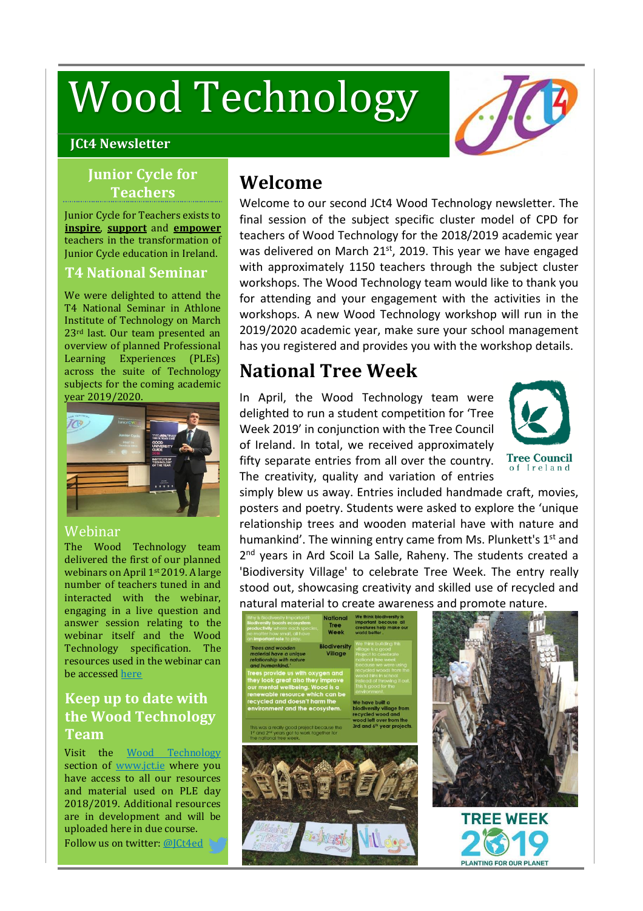# Wood Technology

**JCt4 Newsletter**

## Junior Cycle for Teachers

Junior Cycle for Teachers exists to **inspire**, **support** and **empower** teachers in the transformation of Junior Cycle education in Ireland.

## T4 National Seminar

We were delighted to attend the T4 National Seminar in Athlone Institute of Technology on March 23rd last. Our team presented an overview of planned Professional Learning Experiences (PLEs) across the suite of Technology subjects for the coming academic year 2019/2020.

## Webinar

The Wood Technology team delivered the first of our planned webinars on April 1st 2019. A large number of teachers tuned in and interacted with the webinar, engaging in a live question and answer session relating to the webinar itself and the Wood Technology specification. The resources used in the webinar can be accessed here

## Keep up to date with the Wood Technology Team

Visit the Wood Technology section of www.jct.ie where you have access to all our resources and material used on PLE day 2018/2019. Additional resources are in development and will be uploaded here in due course.

Follow us on twitter: @JCt4ed

## Welcome

Welcome to our second JCt4 Wood Technology newsletter. The final session of the subject specific cluster model of CPD for teachers of Wood Technology for the 2018/2019 academic year was delivered on March 21st, 2019. This year we have engaged with approximately 1150 teachers through the subject cluster workshops. The Wood Technology team would like to thank you for attending and your engagement with the activities in the workshops. A new Wood Technology workshop will run in the 2019/2020 academic year, make sure your school management has you registered and provides you with the workshop details.

## National Tree Week

In April, the Wood Technology team were delighted to run a student competition for 'Tree Week 2019' in conjunction with the Tree Council of Ireland. In total, we received approximately fifty separate entries from all over the country. The creativity, quality and variation of entries simply blew us away. Entries included handmade craft, movies, posters and poetry. Students were asked to explore the 'unique relationship trees and wooden material have with nature and humankind'. The winning entry came from Ms. Plunkett's 1st and 2nd years in Ard Scoil La Salle, Raheny. The students created a 'Biodiversity Village' to celebrate Tree Week. The entry really stood out, showcasing creativity and skilled use of recycled and natural material to create awareness and promote nature.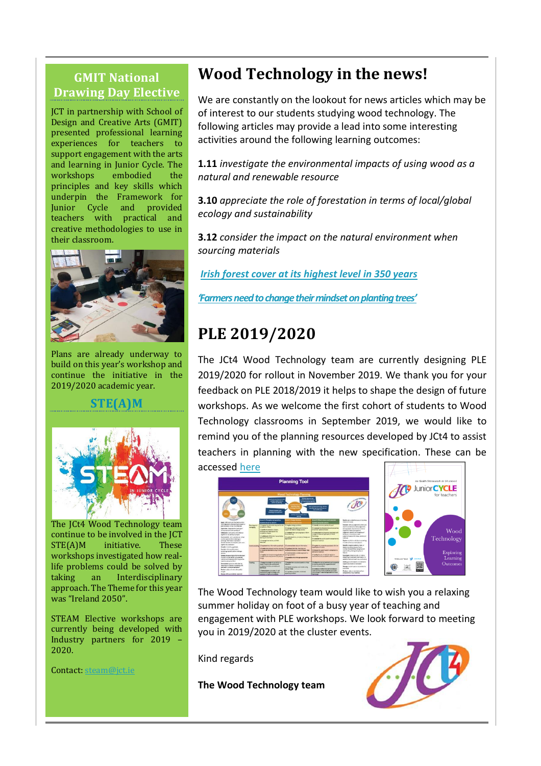## GMIT National Drawing Day Elective

JCT in partnership with School of Design and Creative Arts (GMIT) presented professional learning experiences for teachers to support engagement with the arts and learning in Junior Cycle. The workshops embodied the principles and key skills which underpin the Framework for Junior Cycle and provided teachers with practical and creative methodologies to use in their classroom.

Plans are already underway to build on this year's workshop and continue the initiative in the 2019/2020 academic year.

## STE(A)M

The JCt4 Wood Technology team continue to be involved in the JCT STE(A)M initiative. These workshops investigated how real-life problems could be solved by taking an Interdisciplinary approach. The Theme for this year was "Ireland 2050".

STEAM Elective workshops are currently being developed with Industry partners for 2019 – 2020.

Contact: steam@jct.ie

# Wood Technology in the news!

We are constantly on the lookout for news articles which may be of interest to our students studying wood technology. The following articles may provide a lead into some interesting activities around the following learning outcomes:

**1.11** *investigate the environmental impacts of using wood as a natural and renewable resource*

**3.10** *appreciate the role of forestation in terms of local/global ecology and sustainability*

**3.12** *consider the impact on the natural environment when sourcing materials*

*Irish forest cover at its highest level in 350 years*

*'Farmers need to change their mindset on planting trees'*

# PLE 2019/2020

The JCt4 Wood Technology team are currently designing PLE 2019/2020 for rollout in November 2019. We thank you for your feedback on PLE 2018/2019 it helps to shape the design of future workshops. As we welcome the first cohort of students to Wood Technology classrooms in September 2019, we would like to remind you of the planning resources developed by JCt4 to assist teachers in planning with the new specification. These can be accessed here

The Wood Technology team would like to wish you a relaxing summer holiday on foot of a busy year of teaching and engagement with PLE workshops. We look forward to meeting you in 2019/2020 at the cluster events.

Kind regards

**The Wood Technology team**